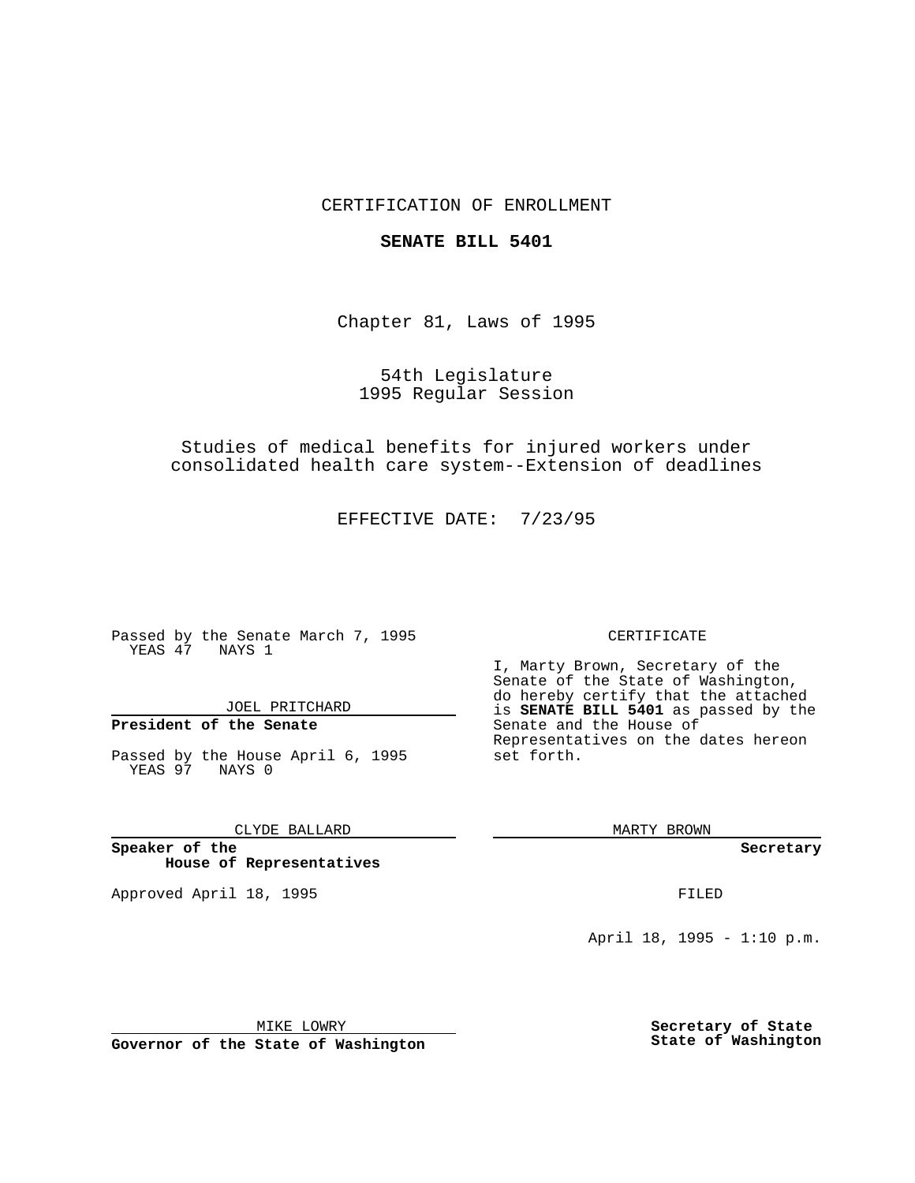CERTIFICATION OF ENROLLMENT

**SENATE BILL 5401**

Chapter 81, Laws of 1995

54th Legislature
1995 Regular Session

Studies of medical benefits for injured workers under consolidated health care system--Extension of deadlines

EFFECTIVE DATE: 7/23/95

Passed by the Senate March 7, 1995
YEAS 47 NAYS 1

JOEL PRITCHARD

**President of the Senate**

Passed by the House April 6, 1995
YEAS 97 NAYS 0

CLYDE BALLARD

**Speaker of the House of Representatives**

Approved April 18, 1995

MIKE LOWRY

**Governor of the State of Washington**

CERTIFICATE

I, Marty Brown, Secretary of the Senate of the State of Washington, do hereby certify that the attached is **SENATE BILL 5401** as passed by the Senate and the House of Representatives on the dates hereon set forth.

MARTY BROWN

**Secretary**

FILED

April 18, 1995 - 1:10 p.m.

**Secretary of State**
**State of Washington**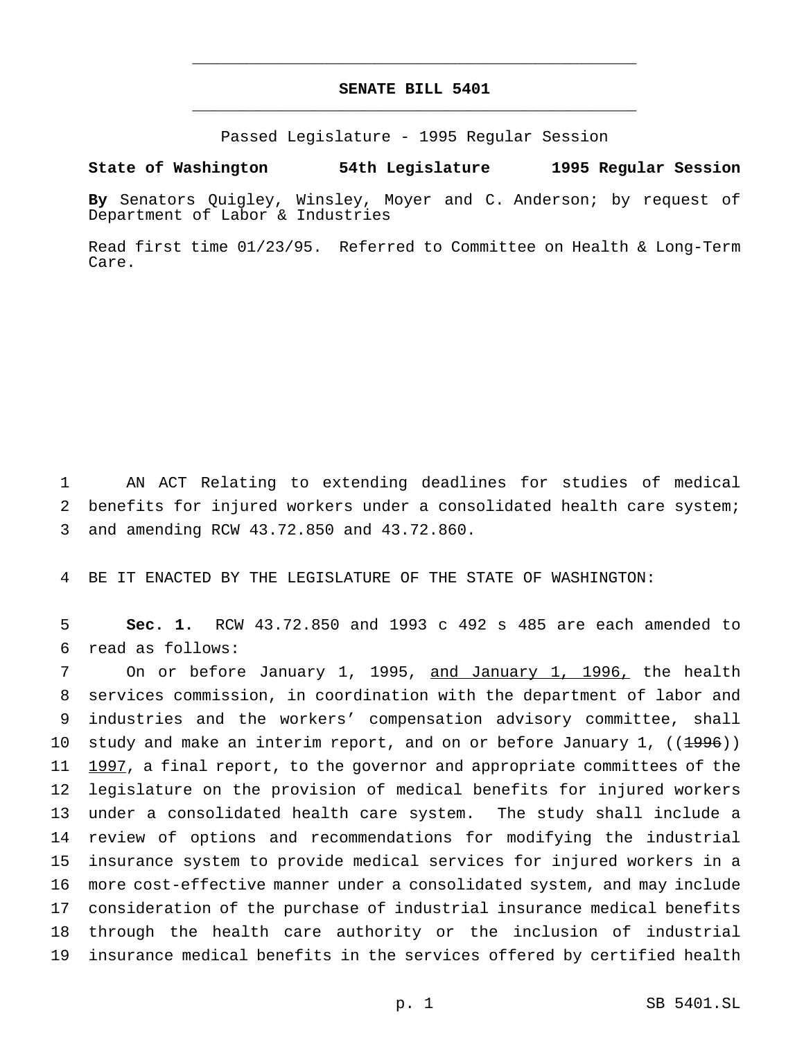# SENATE BILL 5401

Passed Legislature - 1995 Regular Session

**State of Washington 54th Legislature 1995 Regular Session**

**By** Senators Quigley, Winsley, Moyer and C. Anderson; by request of Department of Labor & Industries

Read first time 01/23/95. Referred to Committee on Health & Long-Term Care.

AN ACT Relating to extending deadlines for studies of medical benefits for injured workers under a consolidated health care system; and amending RCW 43.72.850 and 43.72.860.

BE IT ENACTED BY THE LEGISLATURE OF THE STATE OF WASHINGTON:

**Sec. 1.** RCW 43.72.850 and 1993 c 492 s 485 are each amended to read as follows:

On or before January 1, 1995, and January 1, 1996, the health services commission, in coordination with the department of labor and industries and the workers' compensation advisory committee, shall study and make an interim report, and on or before January 1, ((~~1996~~)) 1997, a final report, to the governor and appropriate committees of the legislature on the provision of medical benefits for injured workers under a consolidated health care system. The study shall include a review of options and recommendations for modifying the industrial insurance system to provide medical services for injured workers in a more cost-effective manner under a consolidated system, and may include consideration of the purchase of industrial insurance medical benefits through the health care authority or the inclusion of industrial insurance medical benefits in the services offered by certified health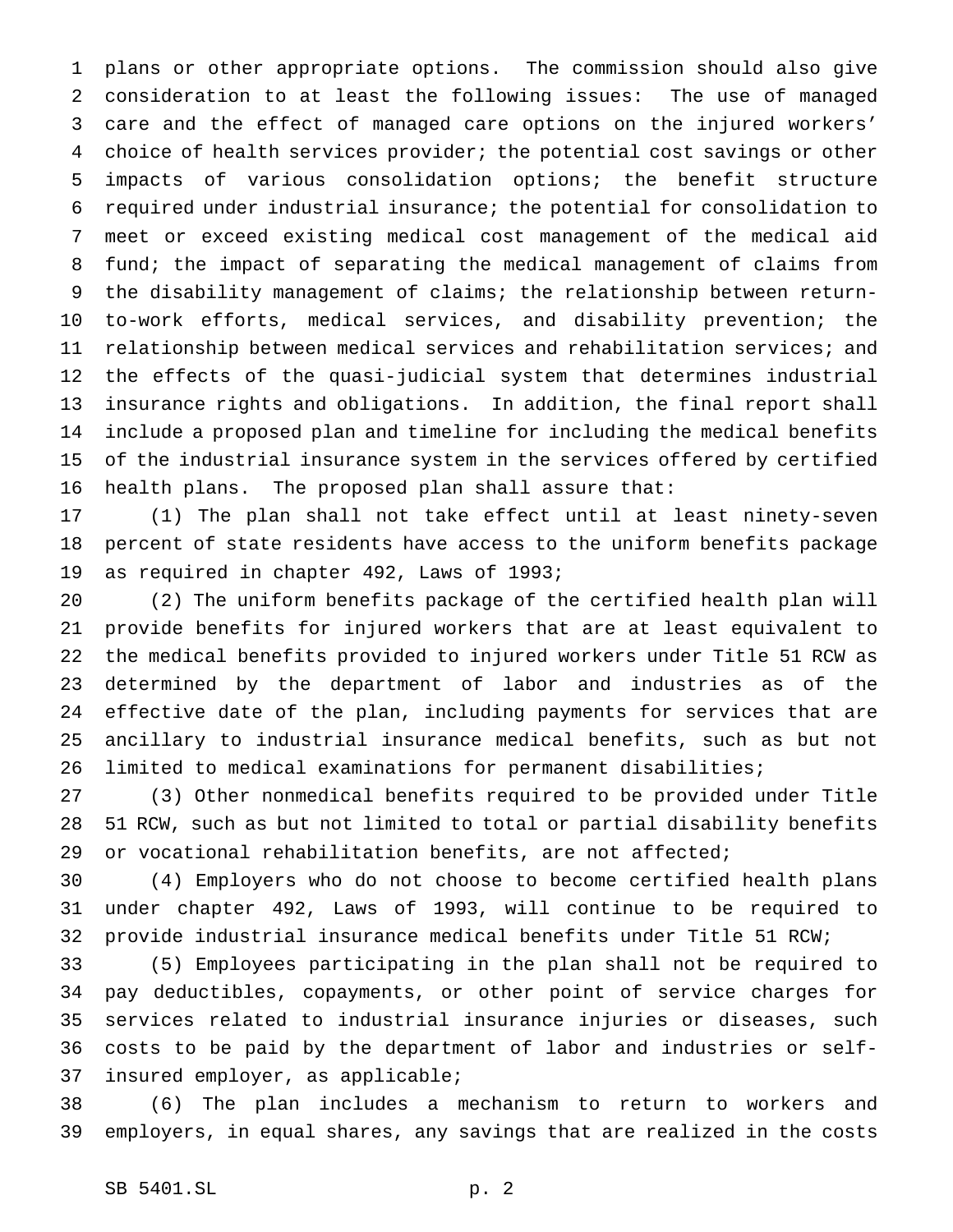plans or other appropriate options. The commission should also give consideration to at least the following issues: The use of managed care and the effect of managed care options on the injured workers' choice of health services provider; the potential cost savings or other impacts of various consolidation options; the benefit structure required under industrial insurance; the potential for consolidation to meet or exceed existing medical cost management of the medical aid fund; the impact of separating the medical management of claims from the disability management of claims; the relationship between return-to-work efforts, medical services, and disability prevention; the relationship between medical services and rehabilitation services; and the effects of the quasi-judicial system that determines industrial insurance rights and obligations. In addition, the final report shall include a proposed plan and timeline for including the medical benefits of the industrial insurance system in the services offered by certified health plans. The proposed plan shall assure that:

(1) The plan shall not take effect until at least ninety-seven percent of state residents have access to the uniform benefits package as required in chapter 492, Laws of 1993;

(2) The uniform benefits package of the certified health plan will provide benefits for injured workers that are at least equivalent to the medical benefits provided to injured workers under Title 51 RCW as determined by the department of labor and industries as of the effective date of the plan, including payments for services that are ancillary to industrial insurance medical benefits, such as but not limited to medical examinations for permanent disabilities;

(3) Other nonmedical benefits required to be provided under Title 51 RCW, such as but not limited to total or partial disability benefits or vocational rehabilitation benefits, are not affected;

(4) Employers who do not choose to become certified health plans under chapter 492, Laws of 1993, will continue to be required to provide industrial insurance medical benefits under Title 51 RCW;

(5) Employees participating in the plan shall not be required to pay deductibles, copayments, or other point of service charges for services related to industrial insurance injuries or diseases, such costs to be paid by the department of labor and industries or self-insured employer, as applicable;

(6) The plan includes a mechanism to return to workers and employers, in equal shares, any savings that are realized in the costs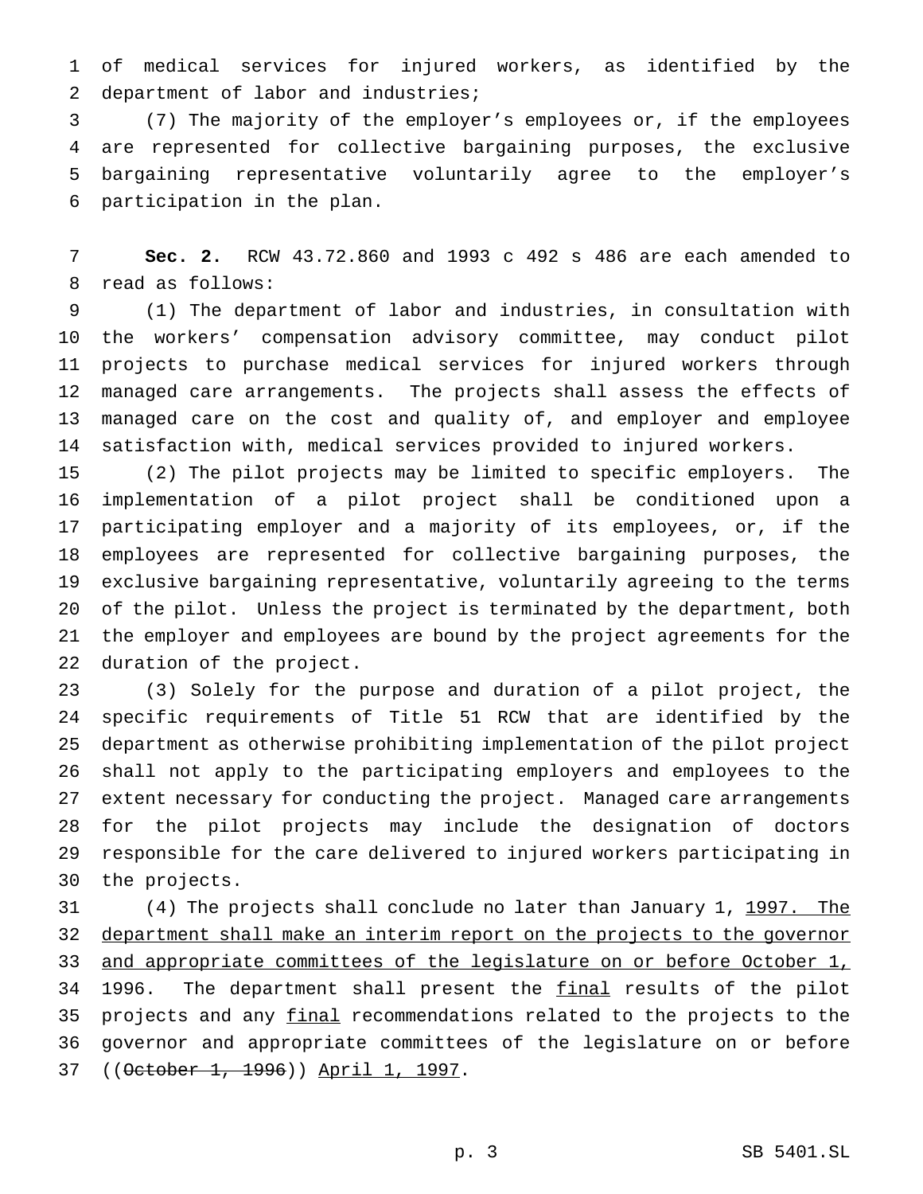of medical services for injured workers, as identified by the department of labor and industries;

(7) The majority of the employer's employees or, if the employees are represented for collective bargaining purposes, the exclusive bargaining representative voluntarily agree to the employer's participation in the plan.

**Sec. 2.** RCW 43.72.860 and 1993 c 492 s 486 are each amended to read as follows:

(1) The department of labor and industries, in consultation with the workers' compensation advisory committee, may conduct pilot projects to purchase medical services for injured workers through managed care arrangements. The projects shall assess the effects of managed care on the cost and quality of, and employer and employee satisfaction with, medical services provided to injured workers.

(2) The pilot projects may be limited to specific employers. The implementation of a pilot project shall be conditioned upon a participating employer and a majority of its employees, or, if the employees are represented for collective bargaining purposes, the exclusive bargaining representative, voluntarily agreeing to the terms of the pilot. Unless the project is terminated by the department, both the employer and employees are bound by the project agreements for the duration of the project.

(3) Solely for the purpose and duration of a pilot project, the specific requirements of Title 51 RCW that are identified by the department as otherwise prohibiting implementation of the pilot project shall not apply to the participating employers and employees to the extent necessary for conducting the project. Managed care arrangements for the pilot projects may include the designation of doctors responsible for the care delivered to injured workers participating in the projects.

(4) The projects shall conclude no later than January 1, <u>1997. The department shall make an interim report on the projects to the governor and appropriate committees of the legislature on or before October 1,</u> 1996. The department shall present the <u>final</u> results of the pilot projects and any <u>final</u> recommendations related to the projects to the governor and appropriate committees of the legislature on or before ((~~October 1, 1996~~)) <u>April 1, 1997</u>.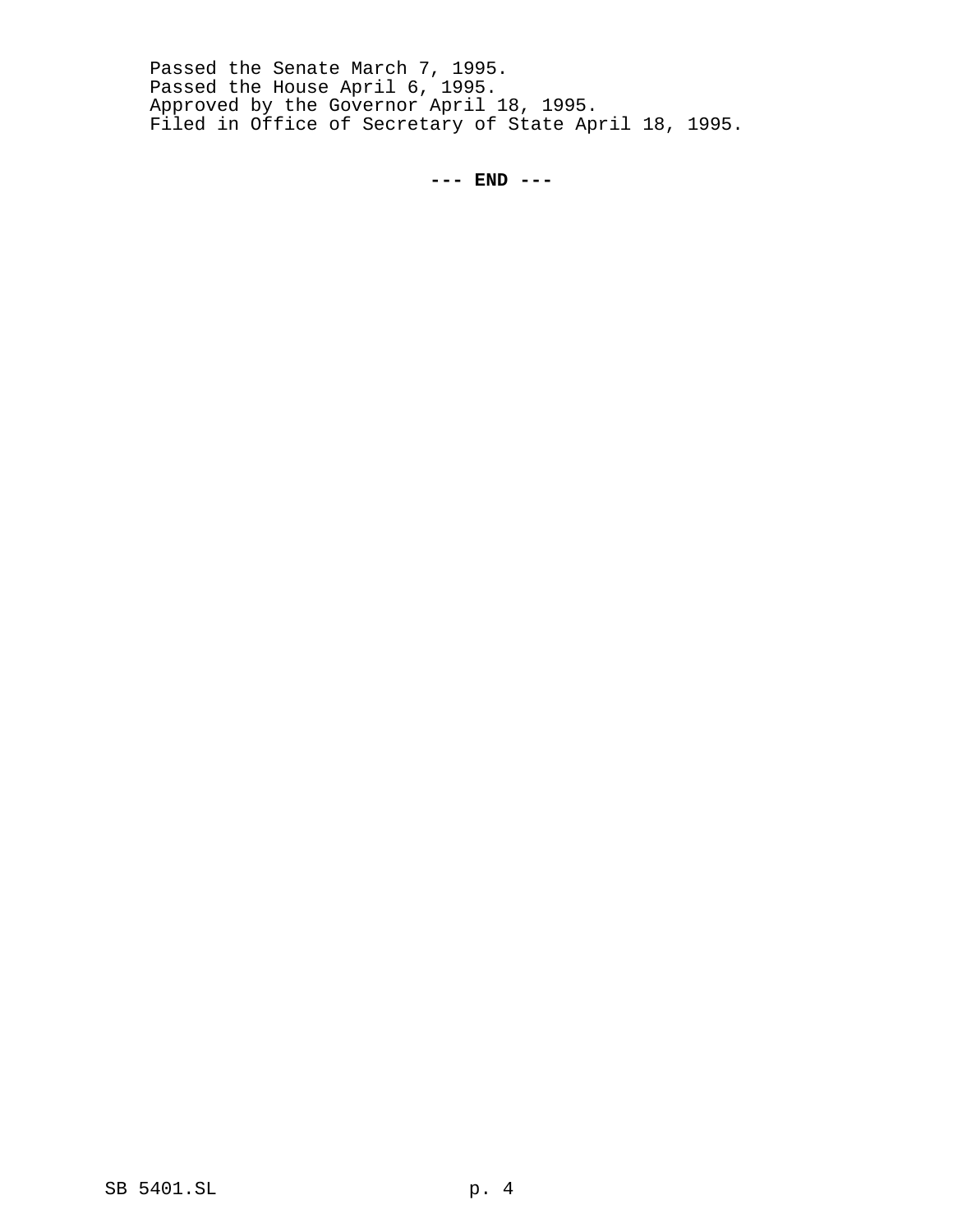Passed the Senate March 7, 1995.
Passed the House April 6, 1995.
Approved by the Governor April 18, 1995.
Filed in Office of Secretary of State April 18, 1995.

**--- END ---**